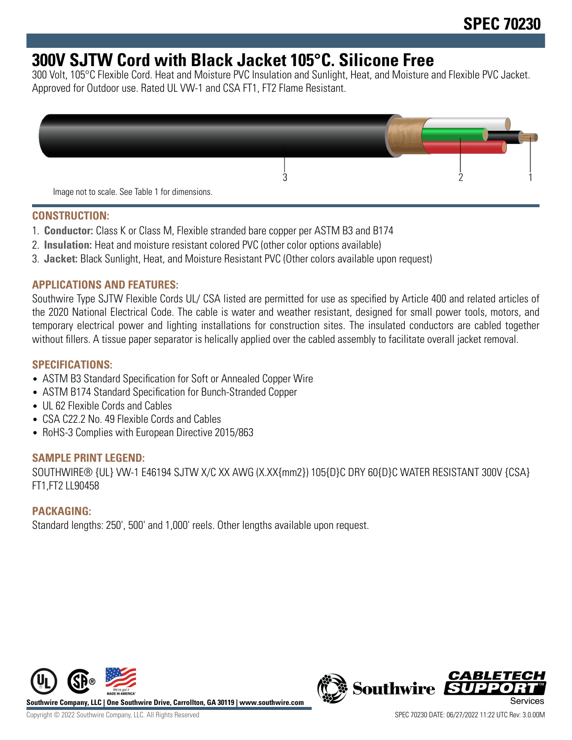# SPEC 70230

## 300V SJTW Cord with Black Jacket 105°C. Silicone Free

300 Volt, 105°C Flexible Cord. Heat and Moisture PVC Insulation and Sunlight, Heat, and Moisture and Flexible PVC Jacket. Approved for Outdoor use. Rated UL VW-1 and CSA FT1, FT2 Flame Resistant.

3 2 1

Image not to scale. See Table 1 for dimensions.

### CONSTRUCTION:

1. **Conductor:** Class K or Class M, Flexible stranded bare copper per ASTM B3 and B174
2. **Insulation:** Heat and moisture resistant colored PVC (other color options available)
3. **Jacket:** Black Sunlight, Heat, and Moisture Resistant PVC (Other colors available upon request)

### APPLICATIONS AND FEATURES:

Southwire Type SJTW Flexible Cords UL/ CSA listed are permitted for use as specified by Article 400 and related articles of the 2020 National Electrical Code. The cable is water and weather resistant, designed for small power tools, motors, and temporary electrical power and lighting installations for construction sites. The insulated conductors are cabled together without fillers. A tissue paper separator is helically applied over the cabled assembly to facilitate overall jacket removal.

### SPECIFICATIONS:

- ASTM B3 Standard Specification for Soft or Annealed Copper Wire
- ASTM B174 Standard Specification for Bunch-Stranded Copper
- UL 62 Flexible Cords and Cables
- CSA C22.2 No. 49 Flexible Cords and Cables
- RoHS-3 Complies with European Directive 2015/863

### SAMPLE PRINT LEGEND:

SOUTHWIRE® {UL} VW-1 E46194 SJTW X/C XX AWG (X.XX{mm2}) 105{D}C DRY 60{D}C WATER RESISTANT 300V {CSA} FT1,FT2 LL90458

### PACKAGING:

Standard lengths: 250', 500' and 1,000' reels. Other lengths available upon request.

Southwire Company, LLC | One Southwire Drive, Carrollton, GA 30119 | www.southwire.com

Copyright © 2022 Southwire Company, LLC. All Rights Reserved

SPEC 70230 DATE: 06/27/2022 11:22 UTC Rev: 3.0.00M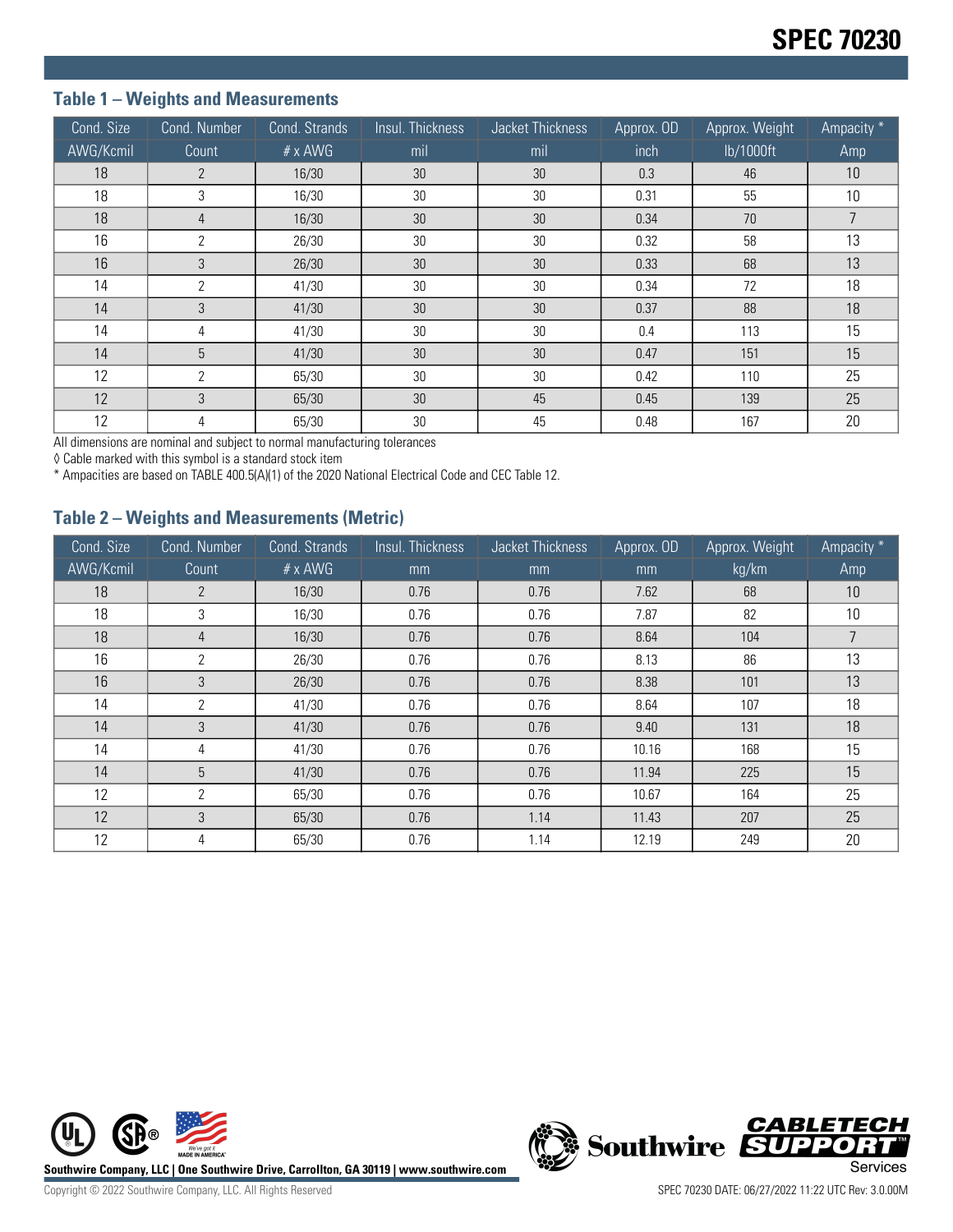## Table 1 – Weights and Measurements

| Cond. Size | Cond. Number | Cond. Strands | Insul. Thickness | Jacket Thickness | Approx. OD | Approx. Weight | Ampacity * |
|---|---|---|---|---|---|---|---|
| AWG/Kcmil | Count | # x AWG | mil | mil | inch | lb/1000ft | Amp |
| 18 | 2 | 16/30 | 30 | 30 | 0.3 | 46 | 10 |
| 18 | 3 | 16/30 | 30 | 30 | 0.31 | 55 | 10 |
| 18 | 4 | 16/30 | 30 | 30 | 0.34 | 70 | 7 |
| 16 | 2 | 26/30 | 30 | 30 | 0.32 | 58 | 13 |
| 16 | 3 | 26/30 | 30 | 30 | 0.33 | 68 | 13 |
| 14 | 2 | 41/30 | 30 | 30 | 0.34 | 72 | 18 |
| 14 | 3 | 41/30 | 30 | 30 | 0.37 | 88 | 18 |
| 14 | 4 | 41/30 | 30 | 30 | 0.4 | 113 | 15 |
| 14 | 5 | 41/30 | 30 | 30 | 0.47 | 151 | 15 |
| 12 | 2 | 65/30 | 30 | 30 | 0.42 | 110 | 25 |
| 12 | 3 | 65/30 | 30 | 45 | 0.45 | 139 | 25 |
| 12 | 4 | 65/30 | 30 | 45 | 0.48 | 167 | 20 |

All dimensions are nominal and subject to normal manufacturing tolerances

◊ Cable marked with this symbol is a standard stock item

* Ampacities are based on TABLE 400.5(A)(1) of the 2020 National Electrical Code and CEC Table 12.

## Table 2 – Weights and Measurements (Metric)

| Cond. Size | Cond. Number | Cond. Strands | Insul. Thickness | Jacket Thickness | Approx. OD | Approx. Weight | Ampacity * |
|---|---|---|---|---|---|---|---|
| AWG/Kcmil | Count | # x AWG | mm | mm | mm | kg/km | Amp |
| 18 | 2 | 16/30 | 0.76 | 0.76 | 7.62 | 68 | 10 |
| 18 | 3 | 16/30 | 0.76 | 0.76 | 7.87 | 82 | 10 |
| 18 | 4 | 16/30 | 0.76 | 0.76 | 8.64 | 104 | 7 |
| 16 | 2 | 26/30 | 0.76 | 0.76 | 8.13 | 86 | 13 |
| 16 | 3 | 26/30 | 0.76 | 0.76 | 8.38 | 101 | 13 |
| 14 | 2 | 41/30 | 0.76 | 0.76 | 8.64 | 107 | 18 |
| 14 | 3 | 41/30 | 0.76 | 0.76 | 9.40 | 131 | 18 |
| 14 | 4 | 41/30 | 0.76 | 0.76 | 10.16 | 168 | 15 |
| 14 | 5 | 41/30 | 0.76 | 0.76 | 11.94 | 225 | 15 |
| 12 | 2 | 65/30 | 0.76 | 0.76 | 10.67 | 164 | 25 |
| 12 | 3 | 65/30 | 0.76 | 1.14 | 11.43 | 207 | 25 |
| 12 | 4 | 65/30 | 0.76 | 1.14 | 12.19 | 249 | 20 |

Southwire Company, LLC | One Southwire Drive, Carrollton, GA 30119 | www.southwire.com

Copyright © 2022 Southwire Company, LLC. All Rights Reserved

SPEC 70230 DATE: 06/27/2022 11:22 UTC Rev: 3.0.00M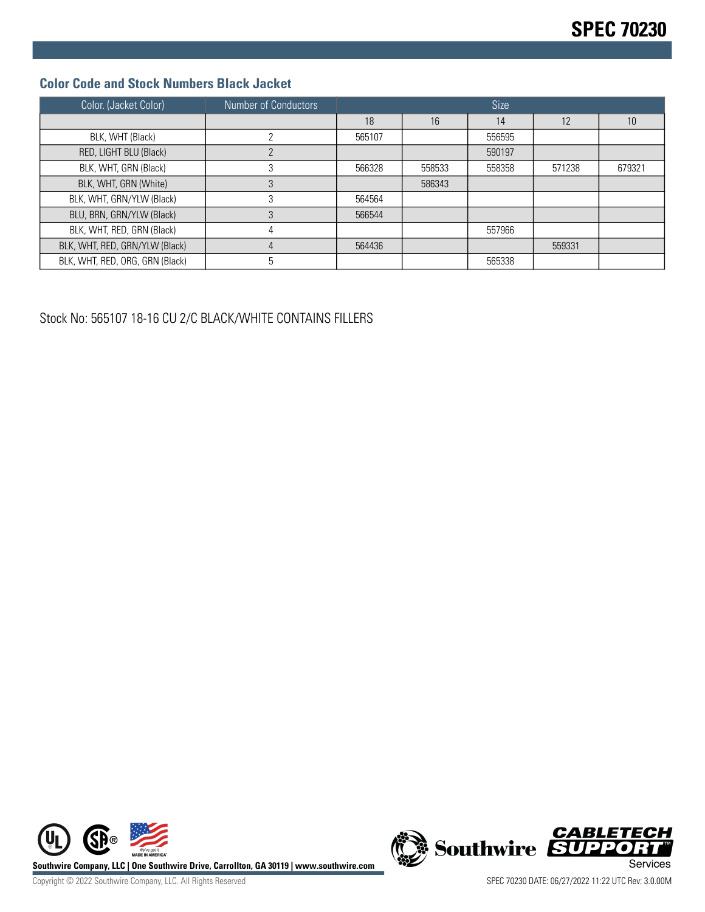## Color Code and Stock Numbers Black Jacket

| Color. (Jacket Color) | Number of Conductors | Size | | | | |
|---|---|---|---|---|---|---|
| | | 18 | 16 | 14 | 12 | 10 |
| BLK, WHT (Black) | 2 | 565107 | | 556595 | | |
| RED, LIGHT BLU (Black) | 2 | | | 590197 | | |
| BLK, WHT, GRN (Black) | 3 | 566328 | 558533 | 558358 | 571238 | 679321 |
| BLK, WHT, GRN (White) | 3 | | 586343 | | | |
| BLK, WHT, GRN/YLW (Black) | 3 | 564564 | | | | |
| BLU, BRN, GRN/YLW (Black) | 3 | 566544 | | | | |
| BLK, WHT, RED, GRN (Black) | 4 | | | 557966 | | |
| BLK, WHT, RED, GRN/YLW (Black) | 4 | 564436 | | | 559331 | |
| BLK, WHT, RED, ORG, GRN (Black) | 5 | | | 565338 | | |

Stock No: 565107 18-16 CU 2/C BLACK/WHITE CONTAINS FILLERS